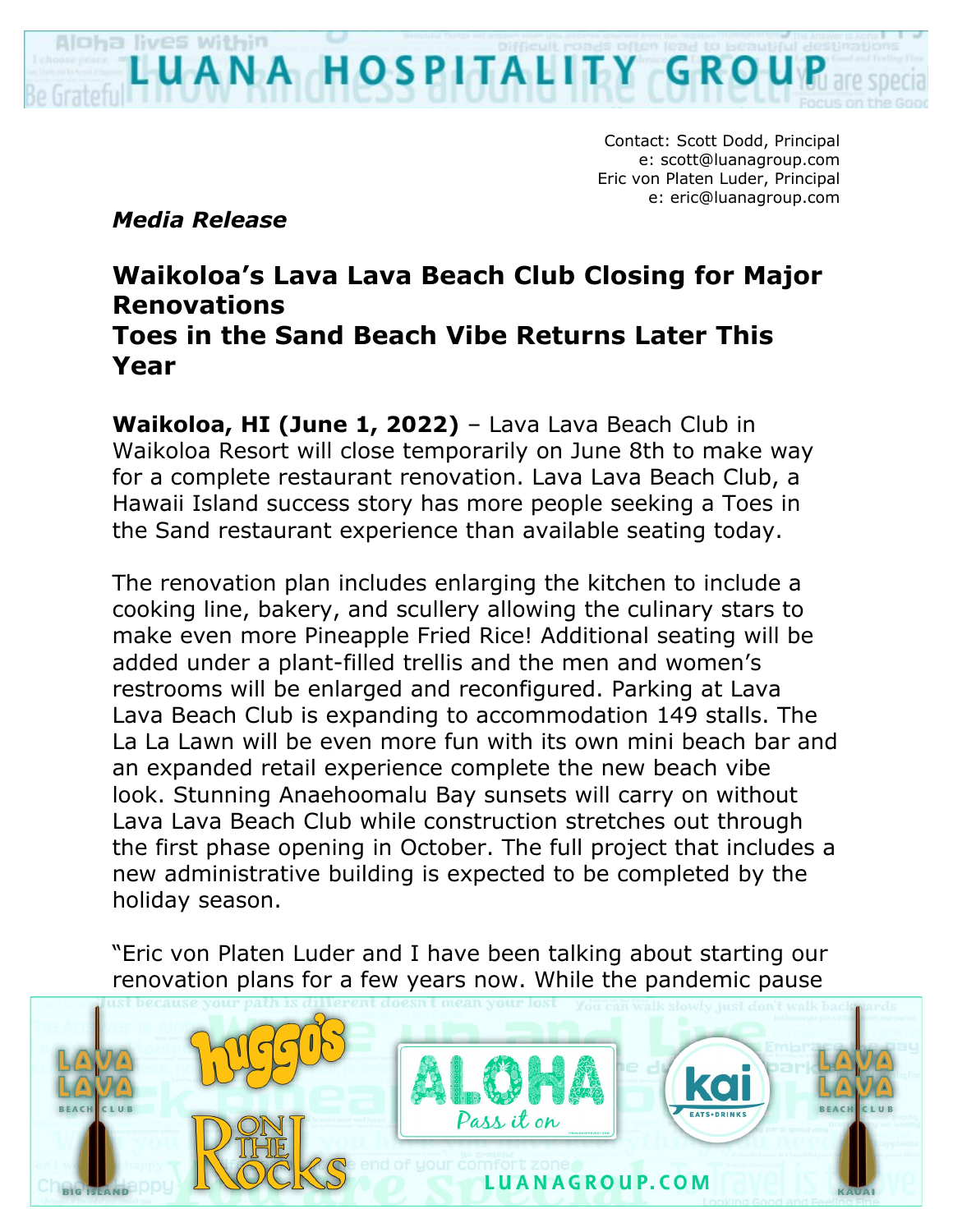Contact: Scott Dodd, Principal
e: scott@luanagroup.com
Eric von Platen Luder, Principal
e: eric@luanagroup.com

***Media Release***

## Waikoloa's Lava Lava Beach Club Closing for Major Renovations
## Toes in the Sand Beach Vibe Returns Later This Year

**Waikoloa, HI (June 1, 2022)** – Lava Lava Beach Club in Waikoloa Resort will close temporarily on June 8th to make way for a complete restaurant renovation. Lava Lava Beach Club, a Hawaii Island success story has more people seeking a Toes in the Sand restaurant experience than available seating today.

The renovation plan includes enlarging the kitchen to include a cooking line, bakery, and scullery allowing the culinary stars to make even more Pineapple Fried Rice! Additional seating will be added under a plant-filled trellis and the men and women's restrooms will be enlarged and reconfigured. Parking at Lava Lava Beach Club is expanding to accommodation 149 stalls. The La La Lawn will be even more fun with its own mini beach bar and an expanded retail experience complete the new beach vibe look. Stunning Anaehoomalu Bay sunsets will carry on without Lava Lava Beach Club while construction stretches out through the first phase opening in October. The full project that includes a new administrative building is expected to be completed by the holiday season.

"Eric von Platen Luder and I have been talking about starting our renovation plans for a few years now. While the pandemic pause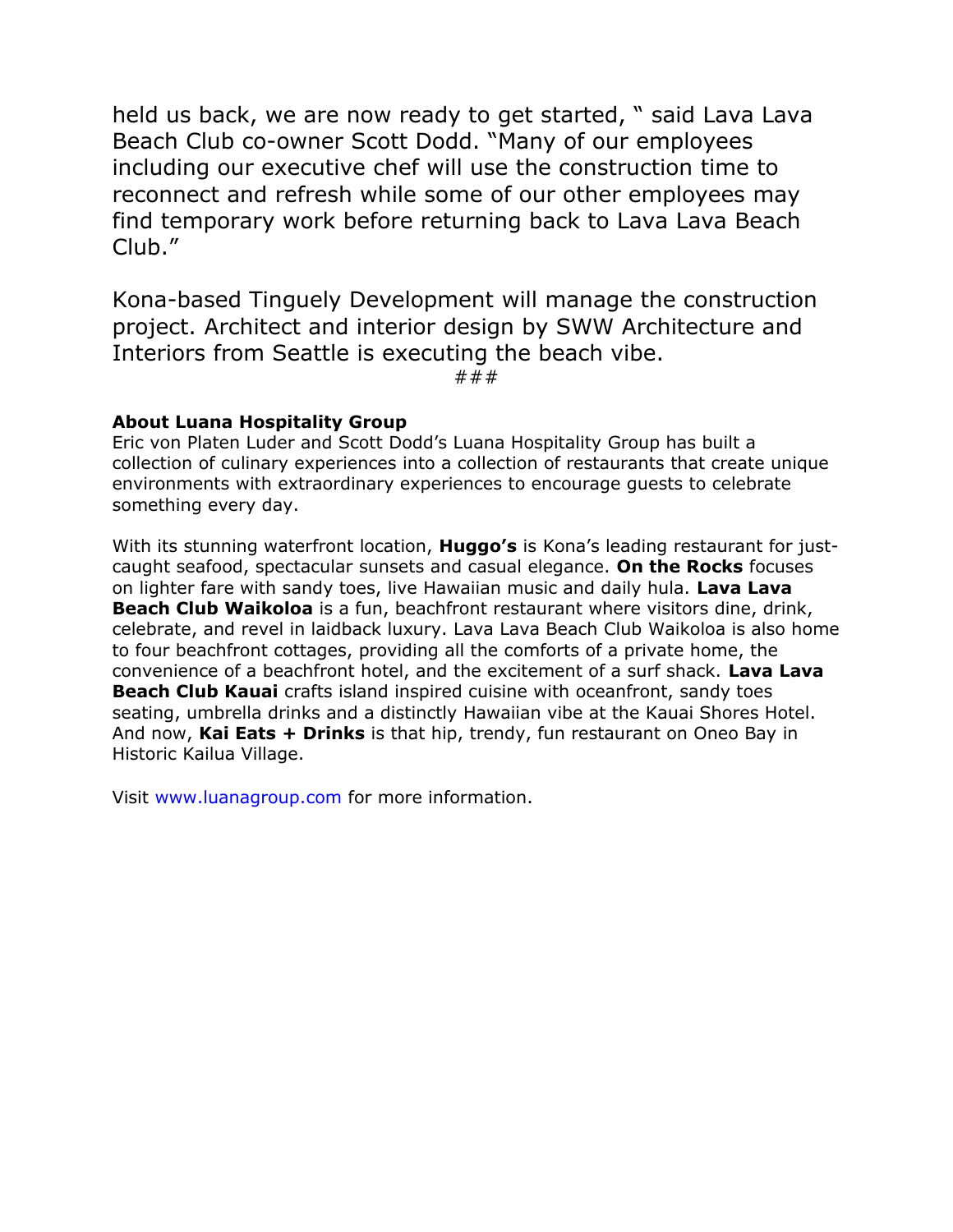held us back, we are now ready to get started, " said Lava Lava Beach Club co-owner Scott Dodd. "Many of our employees including our executive chef will use the construction time to reconnect and refresh while some of our other employees may find temporary work before returning back to Lava Lava Beach Club."

Kona-based Tinguely Development will manage the construction project. Architect and interior design by SWW Architecture and Interiors from Seattle is executing the beach vibe.

###

**About Luana Hospitality Group**

Eric von Platen Luder and Scott Dodd's Luana Hospitality Group has built a collection of culinary experiences into a collection of restaurants that create unique environments with extraordinary experiences to encourage guests to celebrate something every day.

With its stunning waterfront location, **Huggo's** is Kona's leading restaurant for just-caught seafood, spectacular sunsets and casual elegance. **On the Rocks** focuses on lighter fare with sandy toes, live Hawaiian music and daily hula. **Lava Lava Beach Club Waikoloa** is a fun, beachfront restaurant where visitors dine, drink, celebrate, and revel in laidback luxury. Lava Lava Beach Club Waikoloa is also home to four beachfront cottages, providing all the comforts of a private home, the convenience of a beachfront hotel, and the excitement of a surf shack. **Lava Lava Beach Club Kauai** crafts island inspired cuisine with oceanfront, sandy toes seating, umbrella drinks and a distinctly Hawaiian vibe at the Kauai Shores Hotel. And now, **Kai Eats + Drinks** is that hip, trendy, fun restaurant on Oneo Bay in Historic Kailua Village.

Visit www.luanagroup.com for more information.